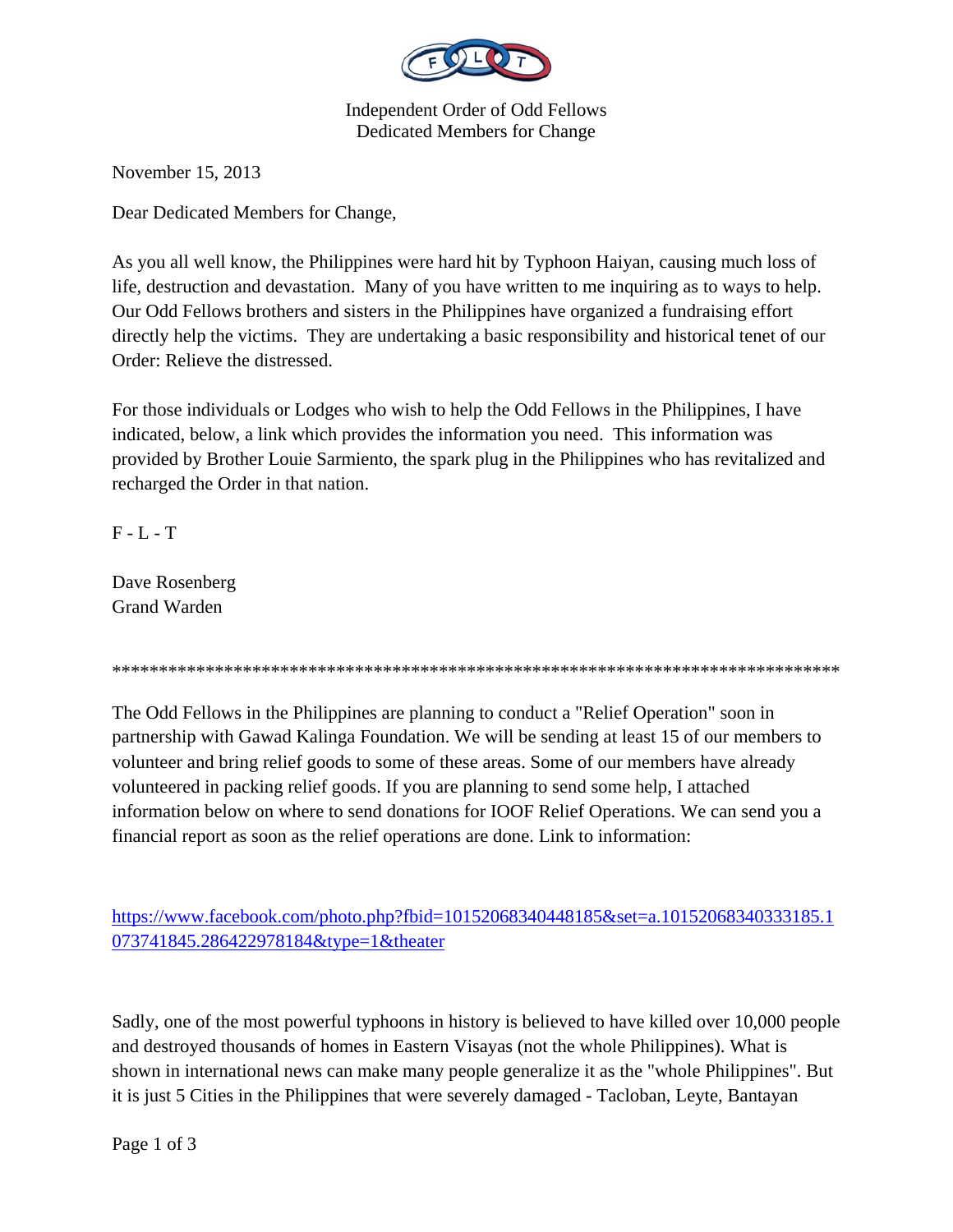Independent Order of Odd Fellows
Dedicated Members for Change

November 15, 2013

Dear Dedicated Members for Change,

As you all well know, the Philippines were hard hit by Typhoon Haiyan, causing much loss of life, destruction and devastation. Many of you have written to me inquiring as to ways to help. Our Odd Fellows brothers and sisters in the Philippines have organized a fundraising effort directly help the victims. They are undertaking a basic responsibility and historical tenet of our Order: Relieve the distressed.

For those individuals or Lodges who wish to help the Odd Fellows in the Philippines, I have indicated, below, a link which provides the information you need. This information was provided by Brother Louie Sarmiento, the spark plug in the Philippines who has revitalized and recharged the Order in that nation.

F - L - T

Dave Rosenberg
Grand Warden

*******************************************************************************

The Odd Fellows in the Philippines are planning to conduct a "Relief Operation" soon in partnership with Gawad Kalinga Foundation. We will be sending at least 15 of our members to volunteer and bring relief goods to some of these areas. Some of our members have already volunteered in packing relief goods. If you are planning to send some help, I attached information below on where to send donations for IOOF Relief Operations. We can send you a financial report as soon as the relief operations are done. Link to information:

https://www.facebook.com/photo.php?fbid=10152068340448185&set=a.10152068340333185.1073741845.286422978184&type=1&theater

Sadly, one of the most powerful typhoons in history is believed to have killed over 10,000 people and destroyed thousands of homes in Eastern Visayas (not the whole Philippines). What is shown in international news can make many people generalize it as the "whole Philippines". But it is just 5 Cities in the Philippines that were severely damaged - Tacloban, Leyte, Bantayan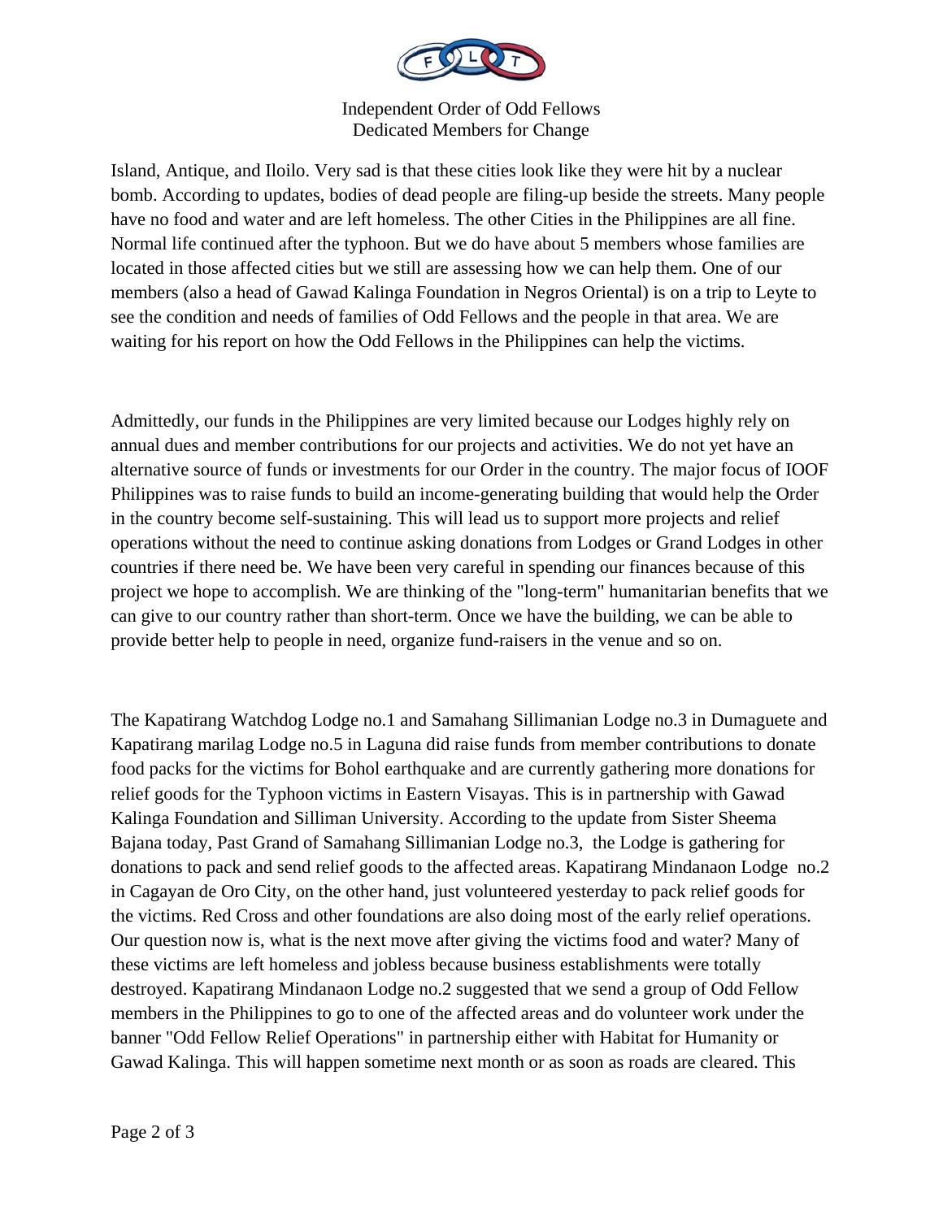Island, Antique, and Iloilo. Very sad is that these cities look like they were hit by a nuclear bomb. According to updates, bodies of dead people are filing-up beside the streets. Many people have no food and water and are left homeless. The other Cities in the Philippines are all fine. Normal life continued after the typhoon. But we do have about 5 members whose families are located in those affected cities but we still are assessing how we can help them. One of our members (also a head of Gawad Kalinga Foundation in Negros Oriental) is on a trip to Leyte to see the condition and needs of families of Odd Fellows and the people in that area. We are waiting for his report on how the Odd Fellows in the Philippines can help the victims.

Admittedly, our funds in the Philippines are very limited because our Lodges highly rely on annual dues and member contributions for our projects and activities. We do not yet have an alternative source of funds or investments for our Order in the country. The major focus of IOOF Philippines was to raise funds to build an income-generating building that would help the Order in the country become self-sustaining. This will lead us to support more projects and relief operations without the need to continue asking donations from Lodges or Grand Lodges in other countries if there need be. We have been very careful in spending our finances because of this project we hope to accomplish. We are thinking of the "long-term" humanitarian benefits that we can give to our country rather than short-term. Once we have the building, we can be able to provide better help to people in need, organize fund-raisers in the venue and so on.

The Kapatirang Watchdog Lodge no.1 and Samahang Sillimanian Lodge no.3 in Dumaguete and Kapatirang marilag Lodge no.5 in Laguna did raise funds from member contributions to donate food packs for the victims for Bohol earthquake and are currently gathering more donations for relief goods for the Typhoon victims in Eastern Visayas. This is in partnership with Gawad Kalinga Foundation and Silliman University. According to the update from Sister Sheema Bajana today, Past Grand of Samahang Sillimanian Lodge no.3, the Lodge is gathering for donations to pack and send relief goods to the affected areas. Kapatirang Mindanaon Lodge no.2 in Cagayan de Oro City, on the other hand, just volunteered yesterday to pack relief goods for the victims. Red Cross and other foundations are also doing most of the early relief operations. Our question now is, what is the next move after giving the victims food and water? Many of these victims are left homeless and jobless because business establishments were totally destroyed. Kapatirang Mindanaon Lodge no.2 suggested that we send a group of Odd Fellow members in the Philippines to go to one of the affected areas and do volunteer work under the banner "Odd Fellow Relief Operations" in partnership either with Habitat for Humanity or Gawad Kalinga. This will happen sometime next month or as soon as roads are cleared. This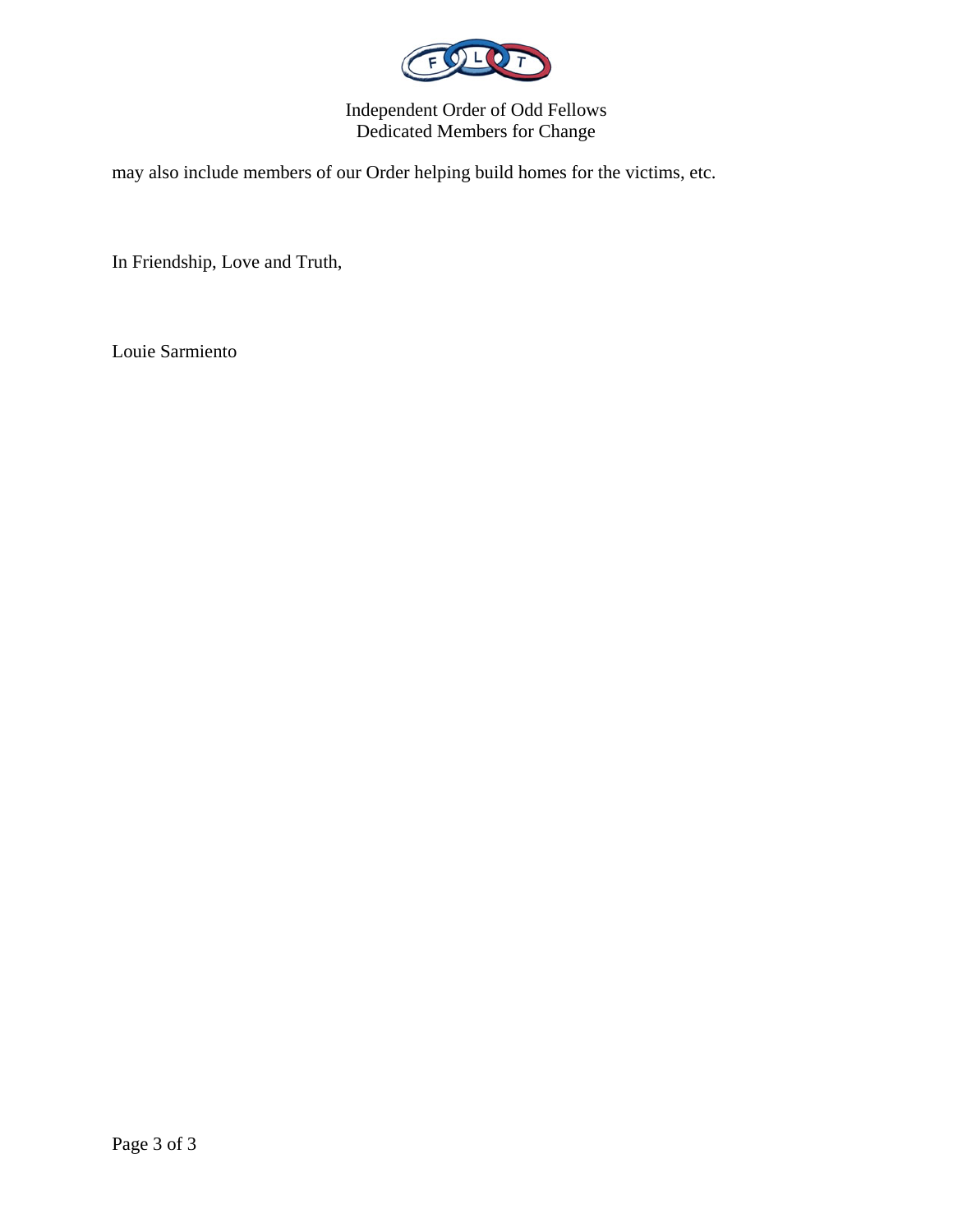may also include members of our Order helping build homes for the victims, etc.

In Friendship, Love and Truth,

Louie Sarmiento